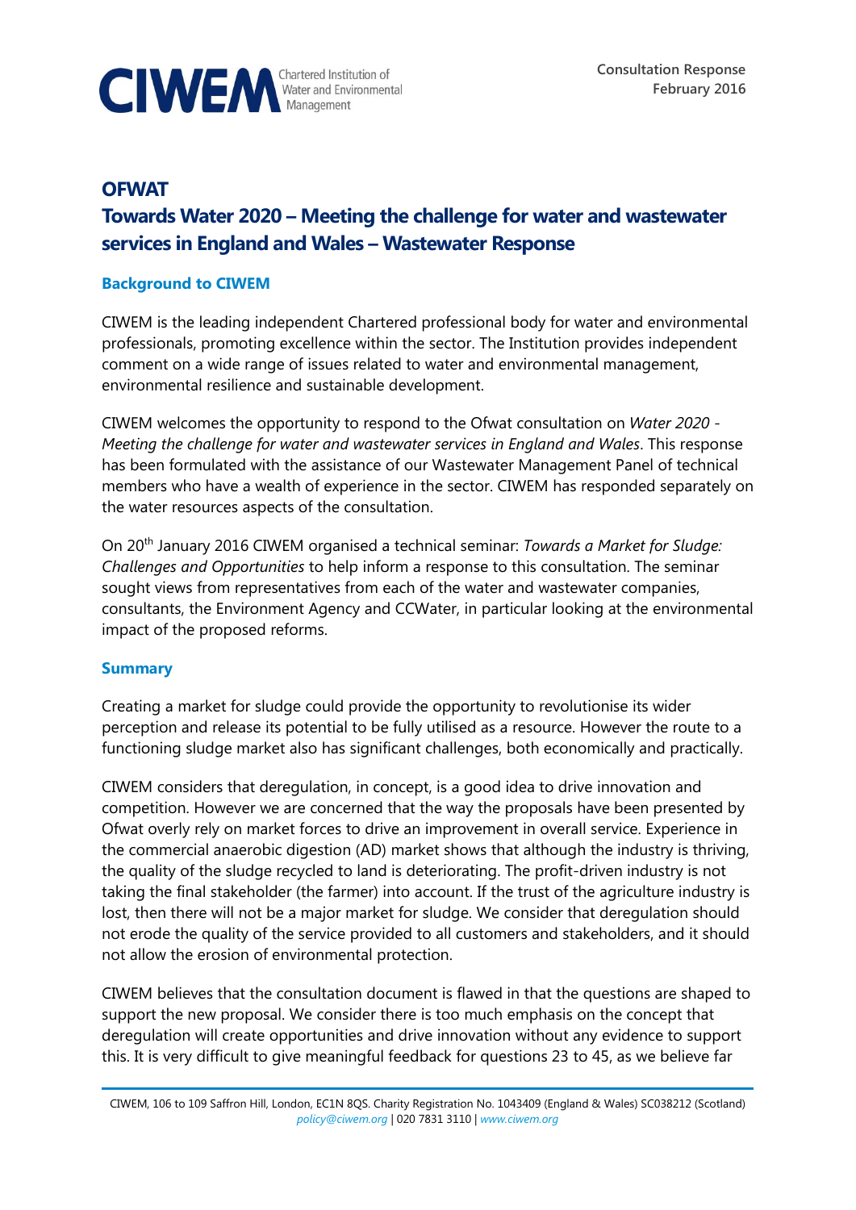CIWEM Chartered Institution of Water and Environmental Management

Consultation Response
February 2016

# OFWAT

## Towards Water 2020 – Meeting the challenge for water and wastewater services in England and Wales – Wastewater Response

### Background to CIWEM

CIWEM is the leading independent Chartered professional body for water and environmental professionals, promoting excellence within the sector. The Institution provides independent comment on a wide range of issues related to water and environmental management, environmental resilience and sustainable development.

CIWEM welcomes the opportunity to respond to the Ofwat consultation on *Water 2020 - Meeting the challenge for water and wastewater services in England and Wales*. This response has been formulated with the assistance of our Wastewater Management Panel of technical members who have a wealth of experience in the sector. CIWEM has responded separately on the water resources aspects of the consultation.

On 20th January 2016 CIWEM organised a technical seminar: *Towards a Market for Sludge: Challenges and Opportunities* to help inform a response to this consultation. The seminar sought views from representatives from each of the water and wastewater companies, consultants, the Environment Agency and CCWater, in particular looking at the environmental impact of the proposed reforms.

### Summary

Creating a market for sludge could provide the opportunity to revolutionise its wider perception and release its potential to be fully utilised as a resource. However the route to a functioning sludge market also has significant challenges, both economically and practically.

CIWEM considers that deregulation, in concept, is a good idea to drive innovation and competition. However we are concerned that the way the proposals have been presented by Ofwat overly rely on market forces to drive an improvement in overall service. Experience in the commercial anaerobic digestion (AD) market shows that although the industry is thriving, the quality of the sludge recycled to land is deteriorating. The profit-driven industry is not taking the final stakeholder (the farmer) into account. If the trust of the agriculture industry is lost, then there will not be a major market for sludge. We consider that deregulation should not erode the quality of the service provided to all customers and stakeholders, and it should not allow the erosion of environmental protection.

CIWEM believes that the consultation document is flawed in that the questions are shaped to support the new proposal. We consider there is too much emphasis on the concept that deregulation will create opportunities and drive innovation without any evidence to support this. It is very difficult to give meaningful feedback for questions 23 to 45, as we believe far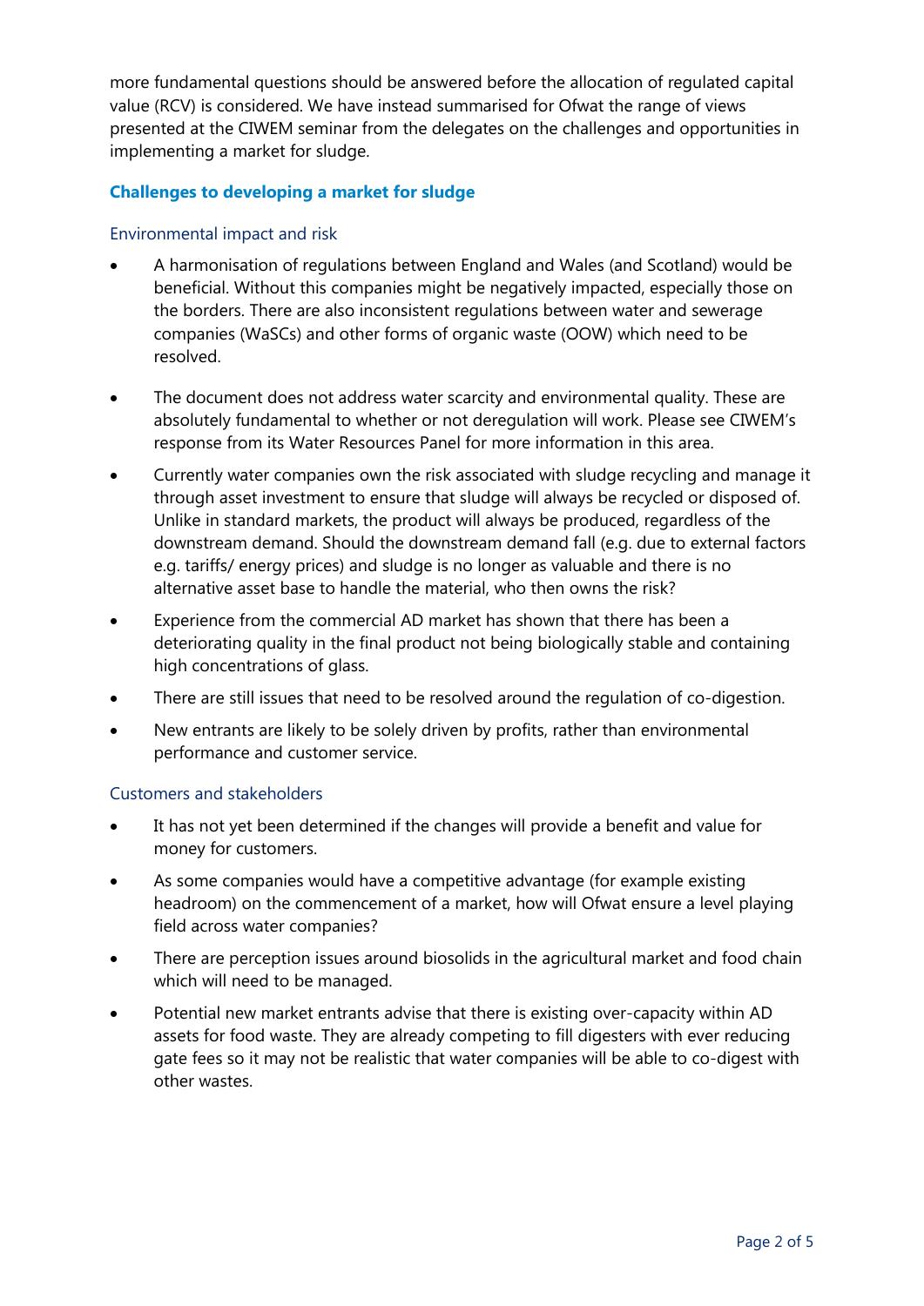more fundamental questions should be answered before the allocation of regulated capital value (RCV) is considered. We have instead summarised for Ofwat the range of views presented at the CIWEM seminar from the delegates on the challenges and opportunities in implementing a market for sludge.

## Challenges to developing a market for sludge

### Environmental impact and risk

- A harmonisation of regulations between England and Wales (and Scotland) would be beneficial. Without this companies might be negatively impacted, especially those on the borders. There are also inconsistent regulations between water and sewerage companies (WaSCs) and other forms of organic waste (OOW) which need to be resolved.
- The document does not address water scarcity and environmental quality. These are absolutely fundamental to whether or not deregulation will work. Please see CIWEM's response from its Water Resources Panel for more information in this area.
- Currently water companies own the risk associated with sludge recycling and manage it through asset investment to ensure that sludge will always be recycled or disposed of. Unlike in standard markets, the product will always be produced, regardless of the downstream demand. Should the downstream demand fall (e.g. due to external factors e.g. tariffs/ energy prices) and sludge is no longer as valuable and there is no alternative asset base to handle the material, who then owns the risk?
- Experience from the commercial AD market has shown that there has been a deteriorating quality in the final product not being biologically stable and containing high concentrations of glass.
- There are still issues that need to be resolved around the regulation of co-digestion.
- New entrants are likely to be solely driven by profits, rather than environmental performance and customer service.

### Customers and stakeholders

- It has not yet been determined if the changes will provide a benefit and value for money for customers.
- As some companies would have a competitive advantage (for example existing headroom) on the commencement of a market, how will Ofwat ensure a level playing field across water companies?
- There are perception issues around biosolids in the agricultural market and food chain which will need to be managed.
- Potential new market entrants advise that there is existing over-capacity within AD assets for food waste. They are already competing to fill digesters with ever reducing gate fees so it may not be realistic that water companies will be able to co-digest with other wastes.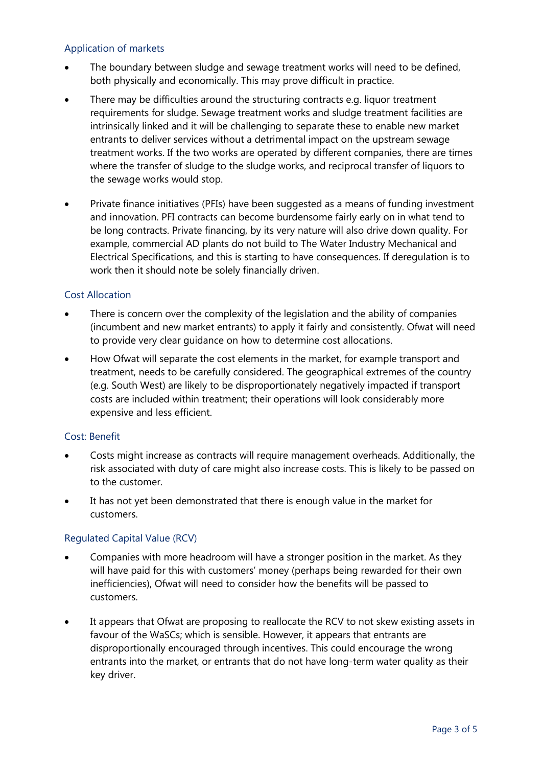### Application of markets

- The boundary between sludge and sewage treatment works will need to be defined, both physically and economically. This may prove difficult in practice.
- There may be difficulties around the structuring contracts e.g. liquor treatment requirements for sludge. Sewage treatment works and sludge treatment facilities are intrinsically linked and it will be challenging to separate these to enable new market entrants to deliver services without a detrimental impact on the upstream sewage treatment works. If the two works are operated by different companies, there are times where the transfer of sludge to the sludge works, and reciprocal transfer of liquors to the sewage works would stop.
- Private finance initiatives (PFIs) have been suggested as a means of funding investment and innovation. PFI contracts can become burdensome fairly early on in what tend to be long contracts. Private financing, by its very nature will also drive down quality. For example, commercial AD plants do not build to The Water Industry Mechanical and Electrical Specifications, and this is starting to have consequences. If deregulation is to work then it should note be solely financially driven.

### Cost Allocation

- There is concern over the complexity of the legislation and the ability of companies (incumbent and new market entrants) to apply it fairly and consistently. Ofwat will need to provide very clear guidance on how to determine cost allocations.
- How Ofwat will separate the cost elements in the market, for example transport and treatment, needs to be carefully considered. The geographical extremes of the country (e.g. South West) are likely to be disproportionately negatively impacted if transport costs are included within treatment; their operations will look considerably more expensive and less efficient.

### Cost: Benefit

- Costs might increase as contracts will require management overheads. Additionally, the risk associated with duty of care might also increase costs. This is likely to be passed on to the customer.
- It has not yet been demonstrated that there is enough value in the market for customers.

### Regulated Capital Value (RCV)

- Companies with more headroom will have a stronger position in the market. As they will have paid for this with customers' money (perhaps being rewarded for their own inefficiencies), Ofwat will need to consider how the benefits will be passed to customers.
- It appears that Ofwat are proposing to reallocate the RCV to not skew existing assets in favour of the WaSCs; which is sensible. However, it appears that entrants are disproportionally encouraged through incentives. This could encourage the wrong entrants into the market, or entrants that do not have long-term water quality as their key driver.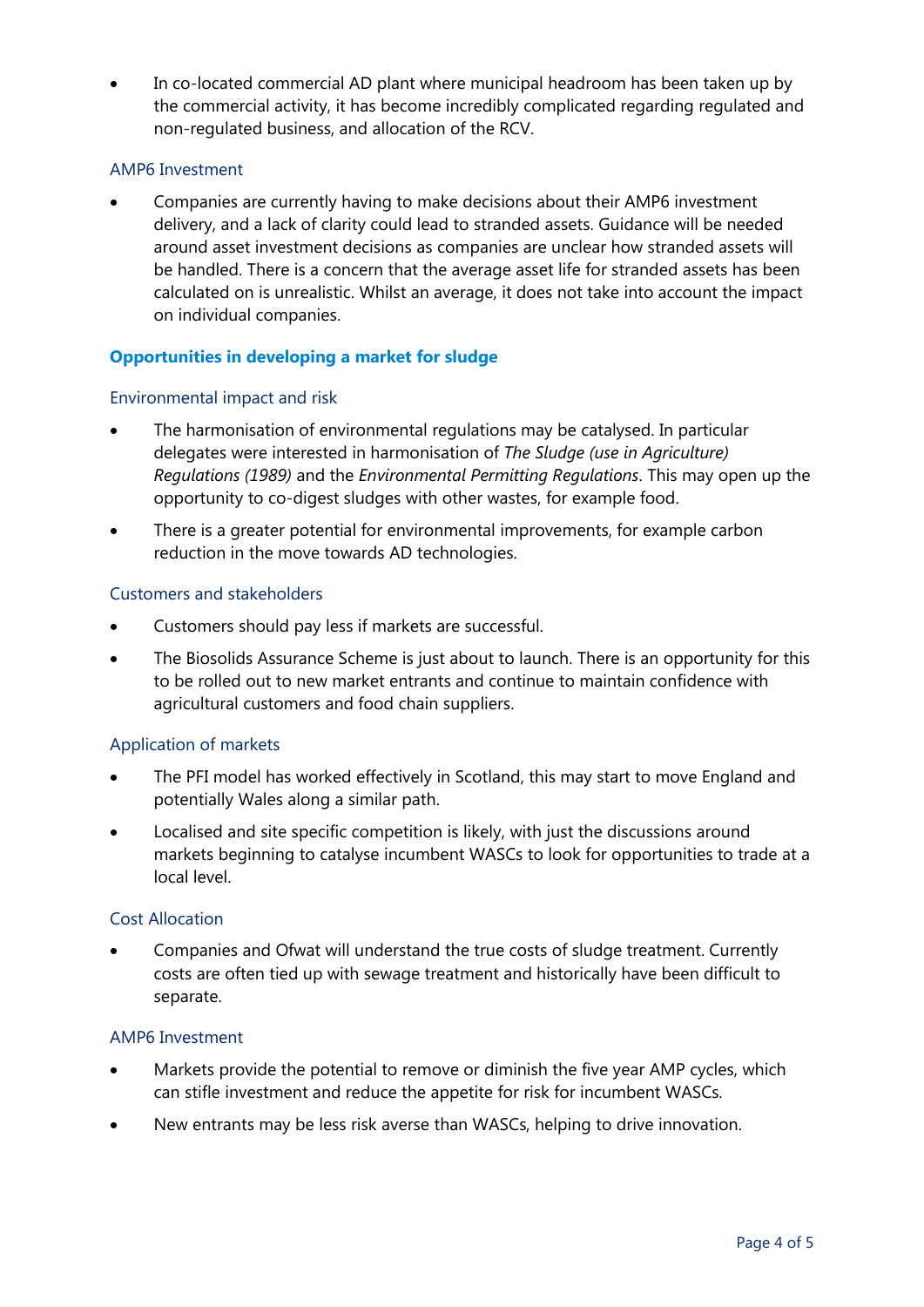- In co-located commercial AD plant where municipal headroom has been taken up by the commercial activity, it has become incredibly complicated regarding regulated and non-regulated business, and allocation of the RCV.

### AMP6 Investment

- Companies are currently having to make decisions about their AMP6 investment delivery, and a lack of clarity could lead to stranded assets. Guidance will be needed around asset investment decisions as companies are unclear how stranded assets will be handled. There is a concern that the average asset life for stranded assets has been calculated on is unrealistic. Whilst an average, it does not take into account the impact on individual companies.

## Opportunities in developing a market for sludge

### Environmental impact and risk

- The harmonisation of environmental regulations may be catalysed. In particular delegates were interested in harmonisation of *The Sludge (use in Agriculture) Regulations (1989)* and the *Environmental Permitting Regulations*. This may open up the opportunity to co-digest sludges with other wastes, for example food.
- There is a greater potential for environmental improvements, for example carbon reduction in the move towards AD technologies.

### Customers and stakeholders

- Customers should pay less if markets are successful.
- The Biosolids Assurance Scheme is just about to launch. There is an opportunity for this to be rolled out to new market entrants and continue to maintain confidence with agricultural customers and food chain suppliers.

### Application of markets

- The PFI model has worked effectively in Scotland, this may start to move England and potentially Wales along a similar path.
- Localised and site specific competition is likely, with just the discussions around markets beginning to catalyse incumbent WASCs to look for opportunities to trade at a local level.

### Cost Allocation

- Companies and Ofwat will understand the true costs of sludge treatment. Currently costs are often tied up with sewage treatment and historically have been difficult to separate.

### AMP6 Investment

- Markets provide the potential to remove or diminish the five year AMP cycles, which can stifle investment and reduce the appetite for risk for incumbent WASCs.
- New entrants may be less risk averse than WASCs, helping to drive innovation.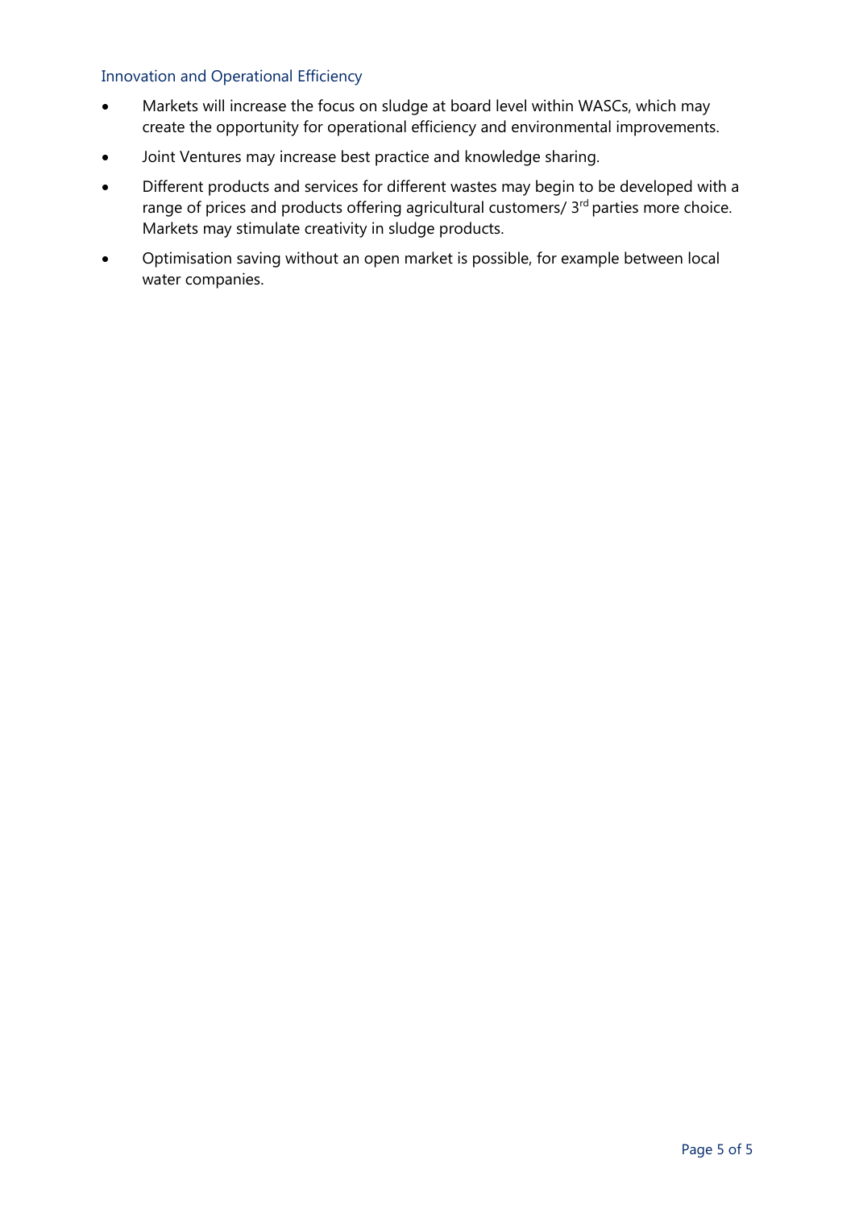### Innovation and Operational Efficiency

- Markets will increase the focus on sludge at board level within WASCs, which may create the opportunity for operational efficiency and environmental improvements.
- Joint Ventures may increase best practice and knowledge sharing.
- Different products and services for different wastes may begin to be developed with a range of prices and products offering agricultural customers/ 3rd parties more choice. Markets may stimulate creativity in sludge products.
- Optimisation saving without an open market is possible, for example between local water companies.